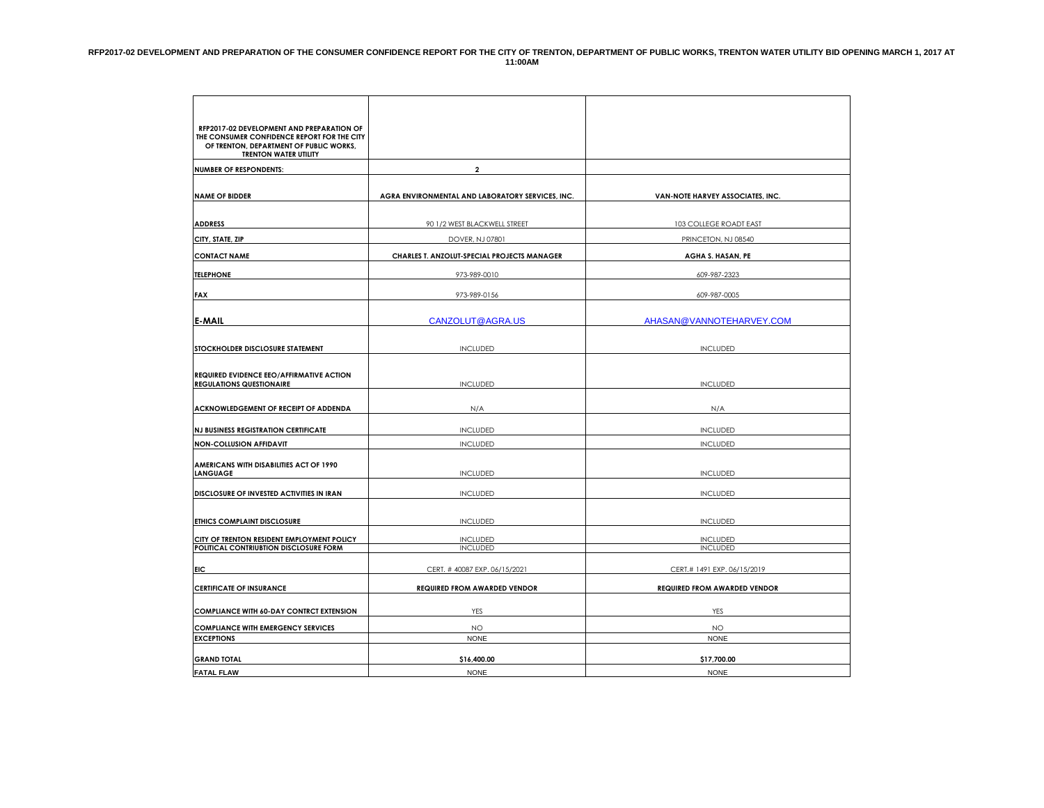**RFP2017-02 DEVELOPMENT AND PREPARATION OF THE CONSUMER CONFIDENCE REPORT FOR THE CITY OF TRENTON, DEPARTMENT OF PUBLIC WORKS, TRENTON WATER UTILITY BID OPENING MARCH 1, 2017 AT 11:00AM**

| RFP2017-02 DEVELOPMENT AND PREPARATION OF THE CONSUMER CONFIDENCE REPORT FOR THE CITY OF TRENTON, DEPARTMENT OF PUBLIC WORKS, TRENTON WATER UTILITY | | |
|---|---|---|
| **NUMBER OF RESPONDENTS:** | **2** | |
| **NAME OF BIDDER** | **AGRA ENVIRONMENTAL AND LABORATORY SERVICES, INC.** | **VAN-NOTE HARVEY ASSOCIATES, INC.** |
| **ADDRESS** | 90 1/2 WEST BLACKWELL STREET | 103 COLLEGE ROADT EAST |
| **CITY, STATE, ZIP** | DOVER, NJ 07801 | PRINCETON, NJ 08540 |
| **CONTACT NAME** | **CHARLES T. ANZOLUT-SPECIAL PROJECTS MANAGER** | **AGHA S. HASAN, PE** |
| **TELEPHONE** | 973-989-0010 | 609-987-2323 |
| **FAX** | 973-989-0156 | 609-987-0005 |
| **E-MAIL** | CANZOLUT@AGRA.US | AHASAN@VANNOTEHARVEY.COM |
| **STOCKHOLDER DISCLOSURE STATEMENT** | INCLUDED | INCLUDED |
| **REQUIRED EVIDENCE EEO/AFFIRMATIVE ACTION REGULATIONS QUESTIONAIRE** | INCLUDED | INCLUDED |
| **ACKNOWLEDGEMENT OF RECEIPT OF ADDENDA** | N/A | N/A |
| **NJ BUSINESS REGISTRATION CERTIFICATE** | INCLUDED | INCLUDED |
| **NON-COLLUSION AFFIDAVIT** | INCLUDED | INCLUDED |
| **AMERICANS WITH DISABILITIES ACT OF 1990 LANGUAGE** | INCLUDED | INCLUDED |
| **DISCLOSURE OF INVESTED ACTIVITIES IN IRAN** | INCLUDED | INCLUDED |
| **ETHICS COMPLAINT DISCLOSURE** | INCLUDED | INCLUDED |
| **CITY OF TRENTON RESIDENT EMPLOYMENT POLICY** | INCLUDED | INCLUDED |
| **POLITICAL CONTRIUBTION DISCLOSURE FORM** | INCLUDED | INCLUDED |
| **EIC** | CERT. # 40087 EXP. 06/15/2021 | CERT.# 1491 EXP. 06/15/2019 |
| **CERTIFICATE OF INSURANCE** | **REQUIRED FROM AWARDED VENDOR** | **REQUIRED FROM AWARDED VENDOR** |
| **COMPLIANCE WITH 60-DAY CONTRCT EXTENSION** | YES | YES |
| **COMPLIANCE WITH EMERGENCY SERVICES** | NO | NO |
| **EXCEPTIONS** | NONE | NONE |
| **GRAND TOTAL** | **$16,400.00** | **$17,700.00** |
| **FATAL FLAW** | NONE | NONE |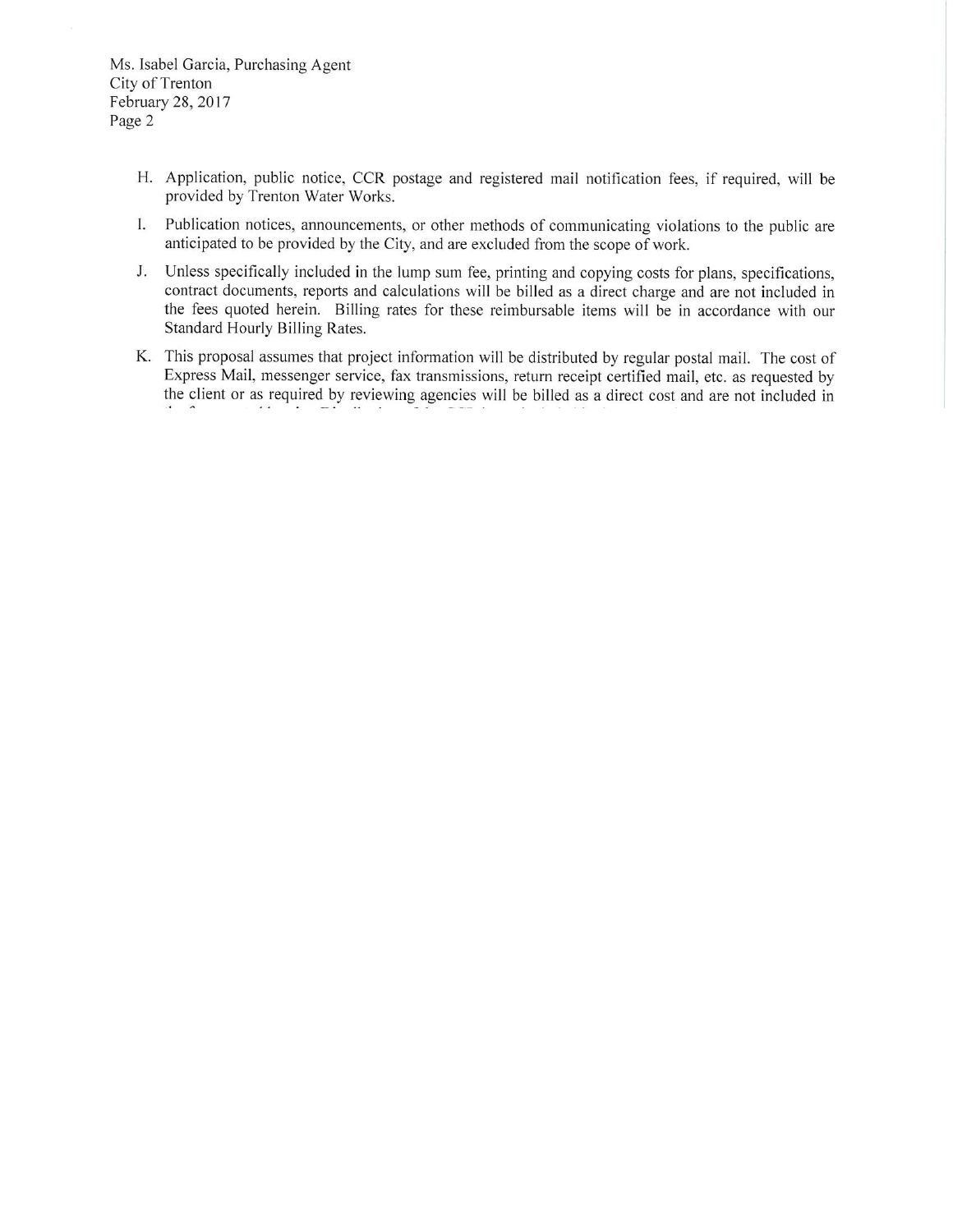H. Application, public notice, CCR postage and registered mail notification fees, if required, will be provided by Trenton Water Works.

I. Publication notices, announcements, or other methods of communicating violations to the public are anticipated to be provided by the City, and are excluded from the scope of work.

J. Unless specifically included in the lump sum fee, printing and copying costs for plans, specifications, contract documents, reports and calculations will be billed as a direct charge and are not included in the fees quoted herein. Billing rates for these reimbursable items will be in accordance with our Standard Hourly Billing Rates.

K. This proposal assumes that project information will be distributed by regular postal mail. The cost of Express Mail, messenger service, fax transmissions, return receipt certified mail, etc. as requested by the client or as required by reviewing agencies will be billed as a direct cost and are not included in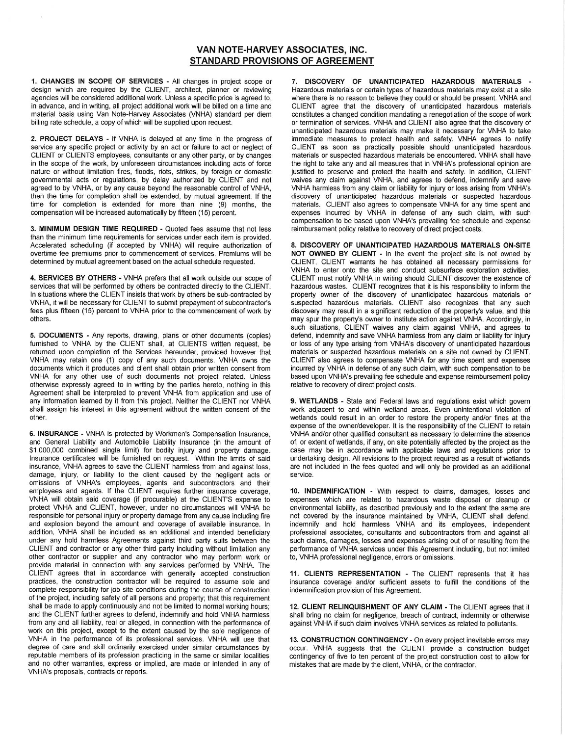# VAN NOTE-HARVEY ASSOCIATES, INC.
## STANDARD PROVISIONS OF AGREEMENT

**1. CHANGES IN SCOPE OF SERVICES** - All changes in project scope or design which are required by the CLIENT, architect, planner or reviewing agencies will be considered additional work. Unless a specific price is agreed to, in advance, and in writing, all project additional work will be billed on a time and material basis using Van Note-Harvey Associates (VNHA) standard per diem billing rate schedule, a copy of which will be supplied upon request.

**2. PROJECT DELAYS** - If VNHA is delayed at any time in the progress of service any specific project or activity by an act or failure to act or neglect of CLIENT or CLIENTS employees, consultants or any other party, or by changes in the scope of the work, by unforeseen circumstances including acts of force nature or without limitation fires, floods, riots, strikes, by foreign or domestic governmental acts or regulations, by delay authorized by CLIENT and not agreed to by VNHA, or by any cause beyond the reasonable control of VNHA, then the time for completion shall be extended, by mutual agreement. If the time for completion is extended for more than nine (9) months, the compensation will be increased automatically by fifteen (15) percent.

**3. MINIMUM DESIGN TIME REQUIRED** - Quoted fees assume that not less than the minimum time requirements for services under each item is provided. Accelerated scheduling (if accepted by VNHA) will require authorization of overtime fee premiums prior to commencement of services. Premiums will be determined by mutual agreement based on the actual schedule requested.

**4. SERVICES BY OTHERS** - VNHA prefers that all work outside our scope of services that will be performed by others be contracted directly to the CLIENT. In situations where the CLIENT insists that work by others be sub-contracted by VNHA, it will be necessary for CLIENT to submit prepayment of subcontractor's fees plus fifteen (15) percent to VNHA prior to the commencement of work by others.

**5. DOCUMENTS** - Any reports, drawing, plans or other documents (copies) furnished to VNHA by the CLIENT shall, at CLIENTS written request, be returned upon completion of the Services hereunder, provided however that VNHA may retain one (1) copy of any such documents. VNHA owns the documents which it produces and client shall obtain prior written consent from VNHA for any other use of such documents not project related. Unless otherwise expressly agreed to in writing by the parties hereto, nothing in this Agreement shall be interpreted to prevent VNHA from application and use of any information learned by it from this project. Neither the CLIENT nor VNHA shall assign his interest in this agreement without the written consent of the other.

**6. INSURANCE** - VNHA is protected by Workmen's Compensation Insurance, and General Liability and Automobile Liability Insurance (in the amount of $1,000,000 combined single limit) for bodily injury and property damage. Insurance certificates will be furnished on request. Within the limits of said insurance, VNHA agrees to save the CLIENT harmless from and against loss, damage, injury, or liability to the client caused by the negligent acts or omissions of VNHA's employees, agents and subcontractors and their employees and agents. If the CLIENT requires further insurance coverage, VNHA will obtain said coverage (if procurable) at the CLIENT'S expense to protect VNHA and CLIENT, however, under no circumstances will VNHA be responsible for personal injury or property damage from any cause including fire and explosion beyond the amount and coverage of available insurance. In addition, VNHA shall be included as an additional and intended beneficiary under any hold harmless Agreements against third party suits between the CLIENT and contractor or any other third party including without limitation any other contractor or supplier and any contractor who may perform work or provide material in connection with any services performed by VNHA. The CLIENT agrees that in accordance with generally accepted construction practices, the construction contractor will be required to assume sole and complete responsibility for job site conditions during the course of construction of the project, including safety of all persons and property; that this requirement shall be made to apply continuously and not be limited to normal working hours; and the CLIENT further agrees to defend, indemnify and hold VNHA harmless from any and all liability, real or alleged, in connection with the performance of work on this project, except to the extent caused by the sole negligence of VNHA in the performance of its professional services. VNHA will use that degree of care and skill ordinarily exercised under similar circumstances by reputable members of its profession practicing in the same or similar localities and no other warranties, express or implied, are made or intended in any of VNHA's proposals, contracts or reports.

**7. DISCOVERY OF UNANTICIPATED HAZARDOUS MATERIALS** - Hazardous materials or certain types of hazardous materials may exist at a site where there is no reason to believe they could or should be present. VNHA and CLIENT agree that the discovery of unanticipated hazardous materials constitutes a changed condition mandating a renegotiation of the scope of work or termination of services. VNHA and CLIENT also agree that the discovery of unanticipated hazardous materials may make it necessary for VNHA to take immediate measures to protect health and safety. VNHA agrees to notify CLIENT as soon as practically possible should unanticipated hazardous materials or suspected hazardous materials be encountered. VNHA shall have the right to take any and all measures that in VNHA's professional opinion are justified to preserve and protect the health and safety. In addition, CLIENT waives any claim against VNHA, and agrees to defend, indemnify and save VNHA harmless from any claim or liability for injury or loss arising from VNHA's discovery of unanticipated hazardous materials or suspected hazardous materials. CLIENT also agrees to compensate VNHA for any time spent and expenses incurred by VNHA in defense of any such claim, with such compensation to be based upon VNHA's prevailing fee schedule and expense reimbursement policy relative to recovery of direct project costs.

**8. DISCOVERY OF UNANTICIPATED HAZARDOUS MATERIALS ON-SITE NOT OWNED BY CLIENT** - In the event the project site is not owned by CLIENT, CLIENT warrants he has obtained all necessary permissions for VNHA to enter onto the site and conduct subsurface exploration activities. CLIENT must notify VNHA in writing should CLIENT discover the existence of hazardous wastes. CLIENT recognizes that it is his responsibility to inform the property owner of the discovery of unanticipated hazardous materials or suspected hazardous materials. CLIENT also recognizes that any such discovery may result in a significant reduction of the property's value, and this may spur the property's owner to institute action against VNHA. Accordingly, in such situations, CLIENT waives any claim against VNHA, and agrees to defend, indemnify and save VNHA harmless from any claim or liability for injury or loss of any type arising from VNHA's discovery of unanticipated hazardous materials or suspected hazardous materials on a site not owned by CLIENT. CLIENT also agrees to compensate VNHA for any time spent and expenses incurred by VNHA in defense of any such claim, with such compensation to be based upon VNHA's prevailing fee schedule and expense reimbursement policy relative to recovery of direct project costs.

**9. WETLANDS** - State and Federal laws and regulations exist which govern work adjacent to and within wetland areas. Even unintentional violation of wetlands could result in an order to restore the property and/or fines at the expense of the owner/developer. It is the responsibility of the CLIENT to retain VNHA and/or other qualified consultant as necessary to determine the absence of, or extent of wetlands, if any, on site potentially affected by the project as the case may be in accordance with applicable laws and regulations prior to undertaking design. All revisions to the project required as a result of wetlands are not included in the fees quoted and will only be provided as an additional service.

**10. INDEMNIFICATION** - With respect to claims, damages, losses and expenses which are related to hazardous waste disposal or cleanup or environmental liability, as described previously and to the extent the same are not covered by the insurance maintained by VNHA, CLIENT shall defend, indemnify and hold harmless VNHA and its employees, independent professional associates, consultants and subcontractors from and against all such claims, damages, losses and expenses arising out of or resulting from the performance of VNHA services under this Agreement including, but not limited to, VNHA professional negligence, errors or omissions.

**11. CLIENTS REPRESENTATION** - The CLIENT represents that it has insurance coverage and/or sufficient assets to fulfill the conditions of the indemnification provision of this Agreement.

**12. CLIENT RELINQUISHMENT OF ANY CLAIM** - The CLIENT agrees that it shall bring no claim for negligence, breach of contract, indemnity or otherwise against VNHA if such claim involves VNHA services as related to pollutants.

**13. CONSTRUCTION CONTINGENCY** - On every project inevitable errors may occur. VNHA suggests that the CLIENT provide a construction budget contingency of five to ten percent of the project construction cost to allow for mistakes that are made by the client, VNHA, or the contractor.